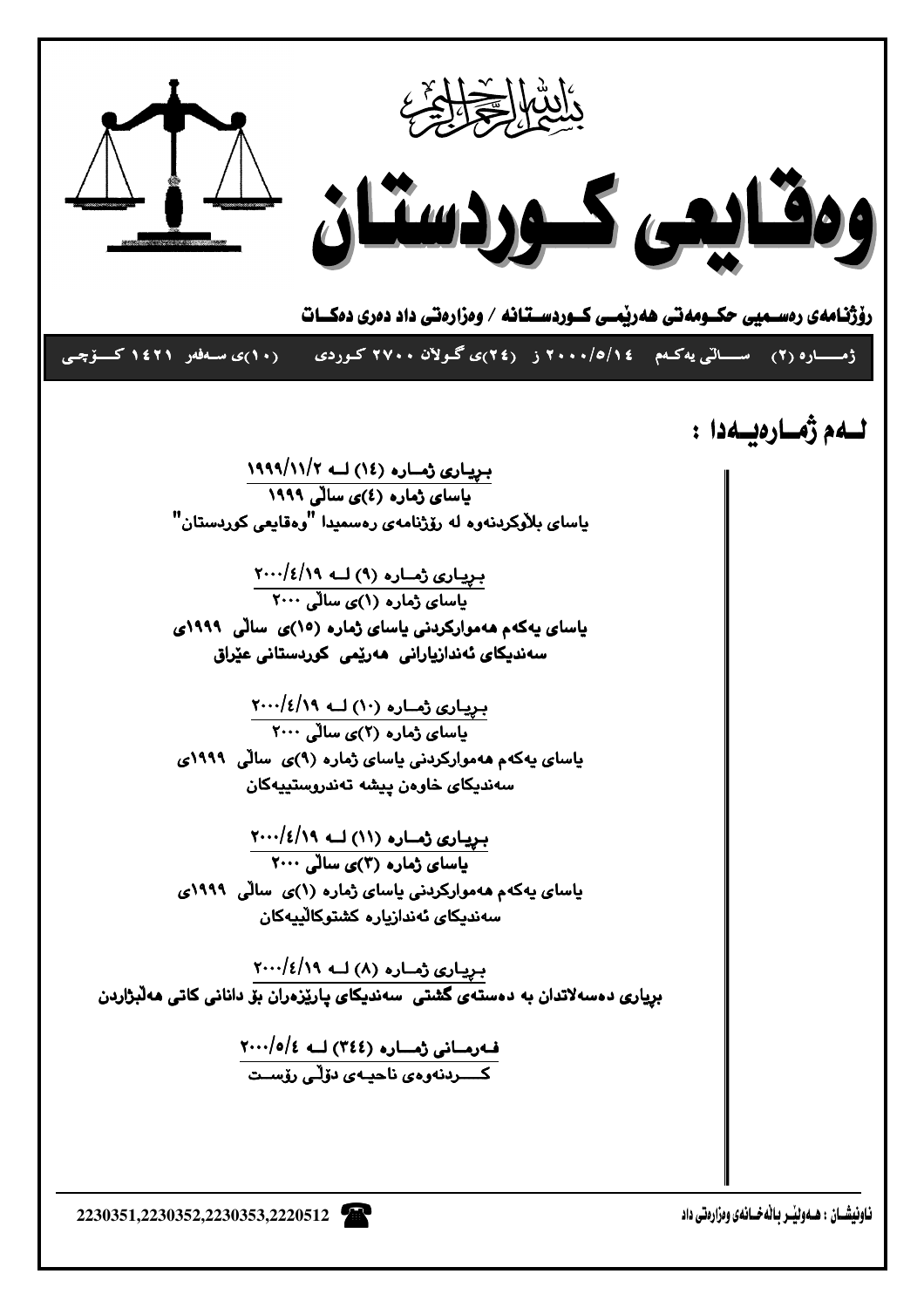بسم الله الرحمن الرحيم

# وەقایعی کوردستان

**ڕۆژنامەی ڕەسمیی حکومەتی هەرێمی کوردستانە / وەزارەتی داد دەری دەکات**

**ژمارە (٢) ساڵی یەکەم ٢٠٠٠/٥/١٤ ز (٢٤)ی گوڵان ٢٧٠٠ کوردی (١٠)ی سەفەر ١٤٢١ کۆچی**

## لەم ژمارەیەدا :

**بڕیاری ژمارە (١٤) لە ١٩٩٩/١١/٢**
**یاسای ژمارە (٤)ی ساڵی ١٩٩٩**
**یاسای بڵاوکردنەوە لە ڕۆژنامەی ڕەسمیدا "وەقایعی کوردستان"**

**بڕیاری ژمارە (٩) لە ٢٠٠٠/٤/١٩**
**یاسای ژمارە (١)ی ساڵی ٢٠٠٠**
**یاسای یەکەم هەموارکردنی یاسای ژمارە (١٥)ی ساڵی ١٩٩٩ی سەندیکای ئەندازیارانی هەرێمی کوردستانی عێراق**

**بڕیاری ژمارە (١٠) لە ٢٠٠٠/٤/١٩**
**یاسای ژمارە (٢)ی ساڵی ٢٠٠٠**
**یاسای یەکەم هەموارکردنی یاسای ژمارە (٩)ی ساڵی ١٩٩٩ی سەندیکای خاوەن پیشە تەندروستییەکان**

**بڕیاری ژمارە (١١) لە ٢٠٠٠/٤/١٩**
**یاسای ژمارە (٣)ی ساڵی ٢٠٠٠**
**یاسای یەکەم هەموارکردنی یاسای ژمارە (١)ی ساڵی ١٩٩٩ی سەندیکای ئەندازیارە کشتوکاڵییەکان**

**بڕیاری ژمارە (٨) لە ٢٠٠٠/٤/١٩**
**بڕیاری دەسەڵاتدان بە دەستەی گشتی سەندیکای پارێزەران بۆ دانانی کاتی هەڵبژاردن**

**فەرمانی ژمارە (٣٤٤) لە ٢٠٠٠/٥/٤**
**کردنەوەی ناحیەی دۆڵی ڕۆست**

ناونیشان : هەولێر باڵەخانەی وەزارەتی داد

2230351,2230352,2230353,2220512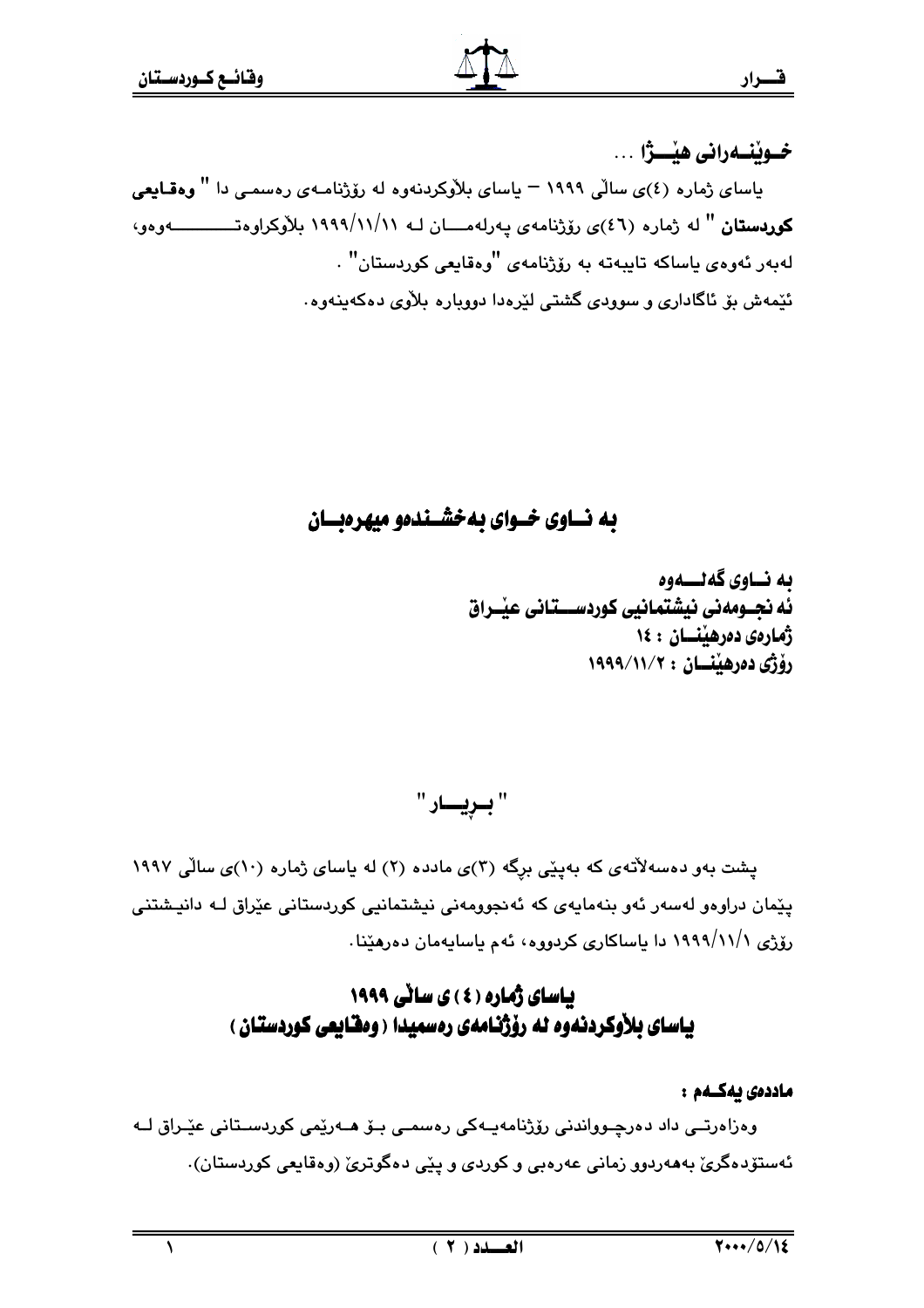خـوێنــەرانی هێــژا ...

یاسای ژمارە (٤)ی ساڵی ١٩٩٩ – یاسای بڵاوکردنەوە لە رۆژنامـەی رەسمـی دا " **وەقـایعی کوردستان** " لە ژمارە (٤٦)ی رۆژنامەی پەرلەمـــان لـە ١٩٩٩/١١/١١ بڵاوکراوەتــــــــــــەوەو، لەبەر ئەوەی یاساکە تایبەتە بە رۆژنامەی "وەقایعی کوردستان" .

ئێمەش بۆ ئاگاداری و سوودی گشتی لێرەدا دووبارە بڵاوی دەکەینەوە.

## بە نــاوی خــوای بەخشــندەو میهرەبــان

**بە نــاوی گەلـــەوە**
**ئە نجـومەنی نیشتمانیی کوردســـتانی عێـراق**
**ژمارەی دەرهێنــان : ١٤**
**رۆژی دەرهێنــان : ١٩٩٩/١١/٢**

## " بــڕیــار "

پشت بەو دەسەڵاتەی کە بەپێی برگە (٣)ی مادده (٢) لە یاسای ژمارە (١٠)ی ساڵی ١٩٩٧ پێمان دراوەو لەسەر ئەو بنەمایەی کە ئەنجوومەنی نیشتمانیی کوردستانی عێراق لـە دانیـشتنی رۆژی ١٩٩٩/١١/١ دا یاساکاری کردووە، ئەم یاسایەمان دەرهێنا.

## یاسای ژمارە (٤) ی ساڵی ١٩٩٩
## یاسای بڵاوکردنەوە لە رۆژنامەی رەسمیدا (وەقـایعی کوردستان)

**ماددەی یەکــەم :**

وەزارەتــی داد دەرچــوواندنی رۆژنامەیــەکی رەسمــی بــۆ هــەرێمی کوردســتانی عێـراق لــە ئەستۆدەگرێ بەهەردوو زمانی عەرەبی و کوردی و پێی دەگوترێ (وەقایعی کوردستان).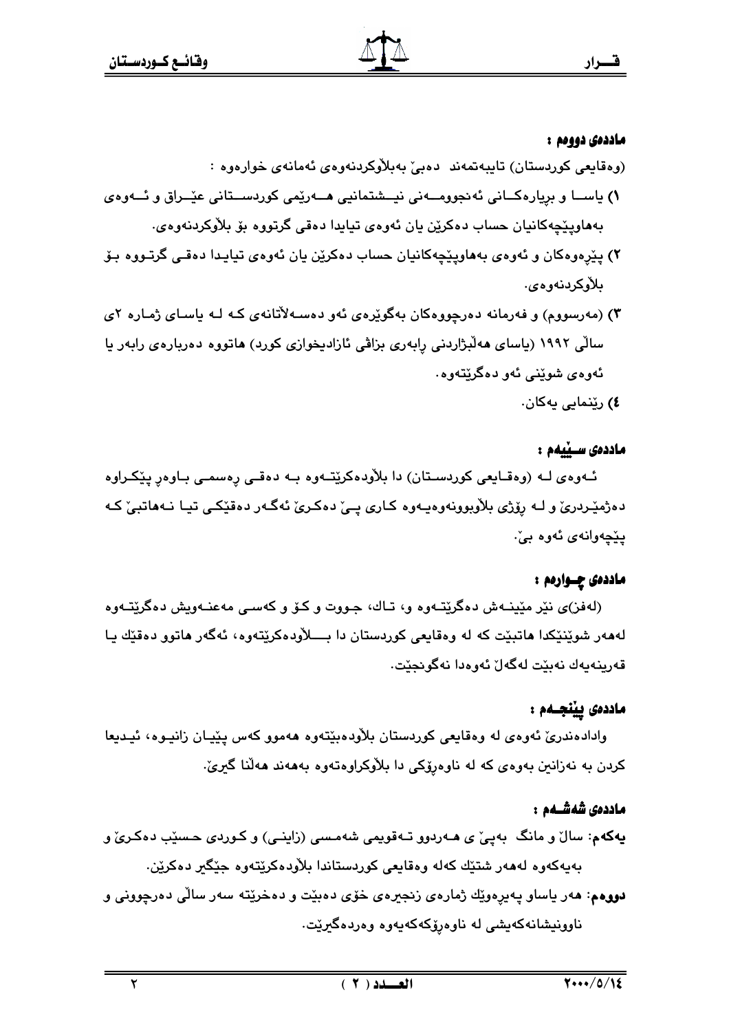### ماددەی دووەم :

(وەقایعی کوردستان) تایبەتمەند دەبێ بەبڵاوکردنەوەی ئەمانەی خوارەوە :

١) یاسا و بڕیارەکانی ئەنجومەنی نیشتمانیی هەرێمی کوردستانی عێراق و ئەوەی بەهاوپێچەکانیان حساب دەکرێن یان ئەوەی تیایدا دەقی گرتووە بۆ بڵاوکردنەوەی.

٢) پێڕەوەکان و ئەوەی بەهاوپێچەکانیان حساب دەکرێن یان ئەوەی تیایدا دەقی گرتووە بۆ بڵاوکردنەوەی.

٣) (مەرسووم) و فەرمانە دەرچووەکان بەگوێرەی ئەو دەسەڵاتانەی کە لە یاسای ژمارە ٢ی ساڵی ١٩٩٢ (یاسای هەڵبژاردنی ڕابەری بزاڤی ئازادیخوازی کورد) هاتووە دەربارەی ڕابەر یا ئەوەی شوێنی ئەو دەگرێتەوە.

٤) ڕێنمایی یەکان.

### ماددەی سێیەم :

ئەوەی لە (وەقایعی کوردستان) دا بڵاودەکرێتەوە بە دەقی ڕەسمی باوەڕ پێکراوە دەژمێردرێ و لە ڕۆژی بڵاوبوونەوەیەوە کاری پێ دەکرێ ئەگەر دەقێکی تیا نەهاتبێ کە پێچەوانەی ئەوە بێ.

### ماددەی چوارەم :

(لەفز)ی نێر مێینەش دەگرێتەوە و، تاك، جووت و کۆ و کەسی مەعنەویش دەگرێتەوە لەهەر شوێنێکدا هاتبێت کە لە وەقایعی کوردستان دا بڵاودەکرێتەوە، ئەگەر هاتوو دەقێك یا قەرینەیەك نەبێت لەگەڵ ئەوەدا نەگونجێت.

### ماددەی پێنجەم :

وادادەندرێ ئەوەی لە وەقایعی کوردستان بڵاودەبێتەوە هەموو کەس پێیان زانیوە، ئیدیعا کردن بە نەزانین بەوەی کە لە ناوەڕۆکی دا بڵاوکراوەتەوە بەهەند هەڵنا گیرێ.

### ماددەی شەشەم :

**یەکەم**: ساڵ و مانگ بەپێ ی هەردوو تەقویمی شەمسی (زاینی) و کوردی حسێب دەکرێ و بەیەکەوە لەهەر شتێك کەلە وەقایعی کوردستاندا بڵاودەکرێتەوە جێگیر دەکرێن.

**دووەم**: هەر یاساو پەیرەوێك ژمارەی زنجیرەی خۆی دەبێت و دەخرێتە سەر ساڵی دەرچوونی و ناوونیشانەکەیشی لە ناوەڕۆکەکەیەوە وەردەگیرێت.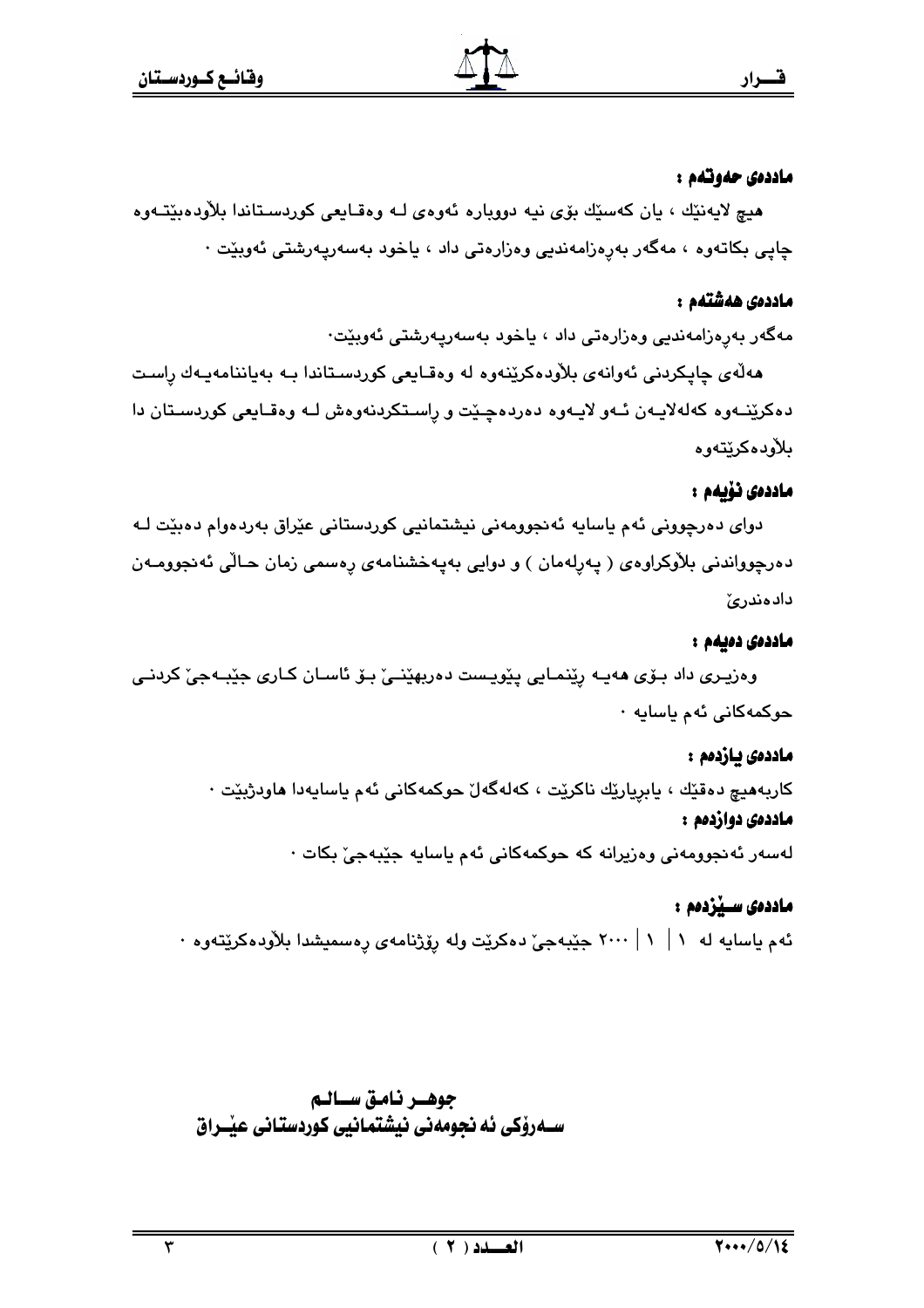### ماددەی حەوتەم :

هیچ لایەنێك ، یان كەسێك بۆی نیە دووبارە ئەوەی لـە وەقـایعی كوردسـتاندا بلاْودەبێتـەوە چاپی بكاتەوە ، مەگەر بەڕەزامەندیی وەزارەتی داد ، یاخود بەسەرپەرشتی ئەوبێت .

### ماددەی هەشتەم :

مەگەر بەڕەزامەندیی وەزارەتی داد ، یاخود بەسەرپەرشتی ئەوبێت.

هەڵەی چاپكردنی ئەوانەی بلاْودەكرێنەوە لە وەقـایعی كوردسـتاندا بـە بەیاننامەیـەك ڕاسـت دەكرێنــەوە كەلەلایــەن ئــەو لایــەوە دەردەچــێت و ڕاسـتكردنەوەش لــە وەقـایعی كوردسـتان دا بلاْودەكرێتەوە

### ماددەی نۆیەم :

دوای دەرچوونی ئەم یاسایە ئەنجوومەنی نیشتمانیی كوردستانی عێراق بەردەوام دەبێت لـە دەرچوواندنی بلاْوكراوەی ( پەڕلەمان ) و دوایی بەپەخشنامەی ڕەسمی زمان حـاڵی ئەنجوومـەن دادەندرێ

### ماددەی دەیەم :

وەزیـری داد بـۆی هەیـە ڕێنمـایی پێویـست دەربهێنــێ بـۆ ئاسـان كـاری جێبـەجێ كردنـی حوكمەكانی ئەم یاسایە .

### ماددەی یازدەم :

كاربەهیچ دەقێك ، یابڕیارێك ناكرێت ، كەلەگەڵ حوكمەكانی ئەم یاسایەدا هاودژبێت .

### ماددەی دوازدەم :

لەسەر ئەنجوومەنی وەزیرانە كە حوكمەكانی ئەم یاسایە جێبەجێ بكات .

### ماددەی سـێزدەم :

ئەم یاسایە لە ١ | ١ | ٢٠٠٠ جێبەجێ دەكرێت ولە ڕۆژنامەی ڕەسمیشدا بلاْودەكرێتەوە .

**جوهــر نـامـق ســالـم**
**ســەرۆكی ئە نجومەنی نیشتمانیی كوردستانی عێــراق**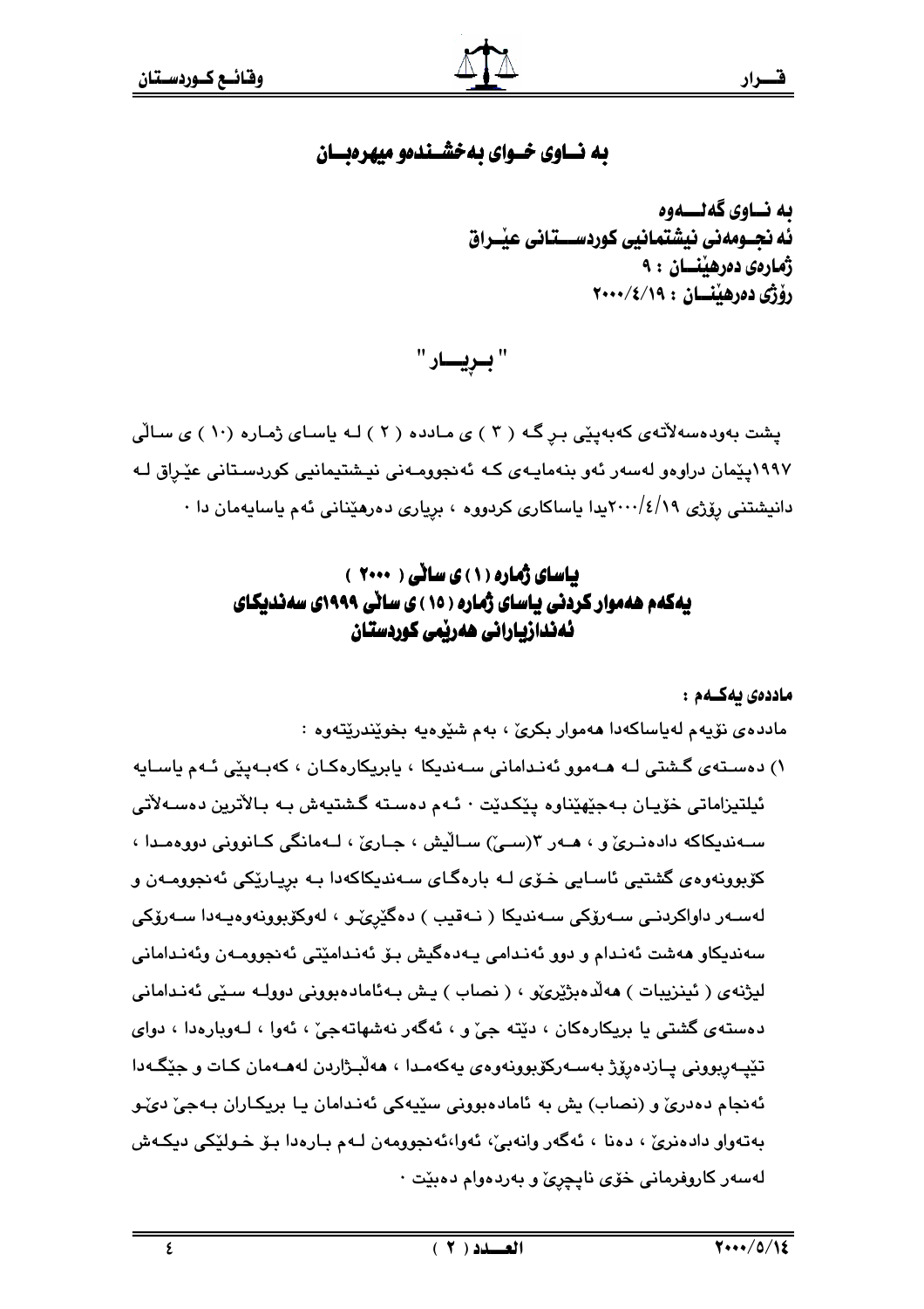# بە نـاوی خـوای بەخشـندەو میهرەبـان

**بە نـاوی گەلـــەوە**
**ئە نجـومەنی نیشتمانیی کوردســتانی عێـراق**
**ژمارەی دەرهێنـــان : ٩**
**رۆژی دەرهێنـــان : ٢٠٠٠/٤/١٩**

## " بـڕیـــار "

پشت بەودەسەلأتەی کەبەپێی بڕ گـە ( ٣ ) ی مـاددە ( ٢ ) لـە یاسـای ژمـارە (١٠ ) ی سـاڵی ١٩٩٧پێمان دراوەو لەسەر ئەو بنەمایـەی کـە ئەنجوومـەنی نیـشتیمانیی کوردسـتانی عێـراق لـە دانیشتنی رۆژی ١٩/٤/٢٠٠٠یدا یاساکاری کردووە ، بڕیاری دەرهێنانی ئەم یاسایەمان دا ٠

## یاسای ژمارە (١) ی ساڵی ( ٢٠٠٠ )
## یەکەم هەموار کردنی یاسای ژمارە (١٥) ی ساڵی ١٩٩٩ی سەندیکای ئەندازیارانی هەرێمی کوردستان

**ماددەی یەکــەم :**

ماددەی نۆیەم لەیاساکەدا هەموار بکرێ ، بەم شێوەیە بخوێندرێتەوە :

١) دەسـتەی گـشتی لـە هـەموو ئەنـدامانی سـەندیکا ، یابریکارەکـان ، کەبـەپێی ئـەم یاسـایە ئیلتیزاماتی خۆیـان بـەجێهێناوە پێکدێت ٠ ئـەم دەسـتە گـشتیەش بـە بـالأترین دەسـەلأتی سـەندیکاکە دادەنـرێ و ، هـەر ٣(سـێ) سـاڵیش ، جـارێ ، لـەمانگی کـانوونی دووەمـدا ، کۆبوونەوەی گشتیی ئاسایی خـۆی لـە بارەگـای سـەندیکاکەدا بـە بڕیـارێکی ئەنجوومـەن و لەسـەر داواکردنـی سـەرۆکی سـەندیکا ( نـەقیب ) دەگێڕێـو ، لەوکۆبوونەوەیـەدا سـەرۆکی سەندیکاو هەشت ئەنـدام و دوو ئەنـدامی یـەدەگیش بـۆ ئەنـدامێتی ئەنجومـەن وئەنـدامانی لیژنەی ( ئینزیبات ) هەڵدەبژێرێو ، ( نصاب ) یـش بـەئامادەبوونی دوولـە سـێی ئەنـدامانی دەستەی گشتی یا بریکارەکان ، دێتە جێ و ، ئەگەر نەشهاتەجێ ، ئەوا ، لـەوبارەدا ، دوای تێپـەڕبوونی پـازدەرۆژ بەسـەرکۆبوونەوەی یەکەمـدا ، هەڵبـژاردن لەهـەمان کـات و جێگـەدا ئەنجام دەدرێ و (نصاب) یش بە ئامادەبوونی سێیەکی ئەنـدامان یـا بریکـاران بـەجێ دێـو بەتەواو دادەنرێ ، دەنا ، ئەگەر وانەبێ، ئەوا،ئەنجوومەن لـەم بـارەدا بـۆ خـولێکی دیکـەش لەسەر کاروفرمانی خۆی ناپچڕێ و بەردەوام دەبێت ٠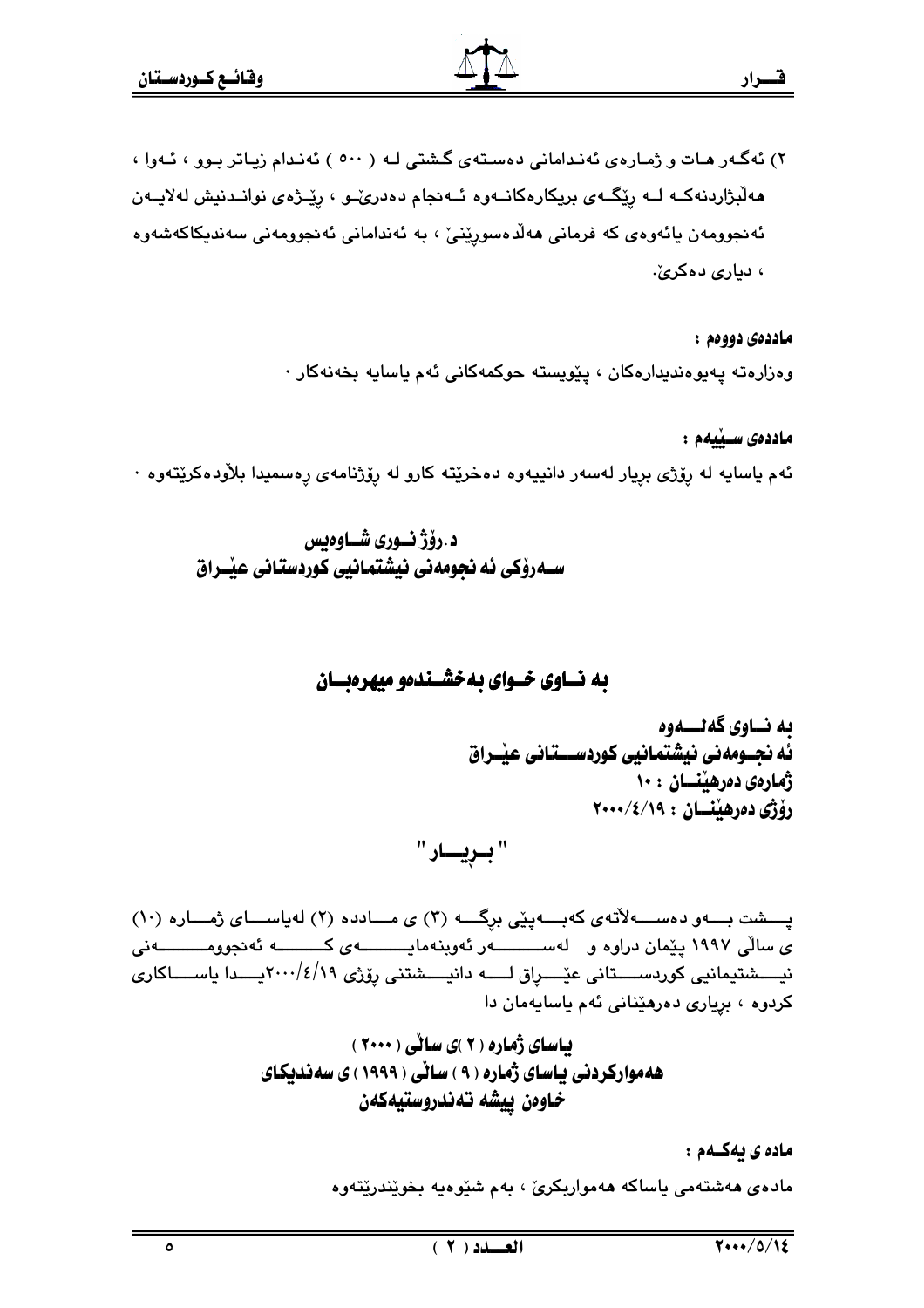٢) ئەگەر هات و ژمارەی ئەندامانی دەستەی گشتی لە ( ٥٠٠ ) ئەندام زیاتر بوو ، ئەوا ، هەڵبژاردنەکە لە ڕێگەی بریکارەکانەوە ئەنجام دەدرێو ، ڕێژەی نواندنیش لەلایەن ئەنجوومەن یائەوەی کە فرمانی هەڵدەسورێنێ ، بە ئەندامانی ئەنجوومەنی سەندیکاکەشەوە ، دیاری دەکرێ.

**ماددەی دووەم :**

وەزارەتە پەیوەندیدارەکان ، پێویستە حوکمەکانی ئەم یاسایە بخەنەکار ٠

**ماددەی سێیەم :**

ئەم یاسایە لە ڕۆژی بڕیار لەسەر دانییەوە دەخرێتە کارو لە ڕۆژنامەی ڕەسمیدا بلاّودەکرێتەوە ٠

**د.ڕۆژ نوری شاوەیس**
**سەرۆکی ئەنجومەنی نیشتمانیی کوردستانی عێراق**

## بە ناوی خوای بەخشندەو میهرەبان

**بە ناوی گەلەوە**
**ئەنجومەنی نیشتمانیی کوردستانی عێراق**
**ژمارەی دەرهێنان : ١٠**
**ڕۆژی دەرهێنان : ٢٠٠٠/٤/١٩**

## " بڕیار "

پشت بەو دەسەلآتەی کەبەپێی برگە (٣) ی ماددە (٢) لەیاسای ژمارە (١٠) ی ساڵی ١٩٩٧ پێمان دراوە و لەسەر ئەوبنەمایەی کە ئەنجوومەنی نیشتیمانیی کوردستانی عێراق لە دانیشتنی ڕۆژی ٢٠٠٠/٤/١٩یدا یاساکاری کردوە ، بڕیاری دەرهێنانی ئەم یاسایەمان دا

**یاسای ژمارە ( ٢ )ی ساڵی ( ٢٠٠٠ )**
**هەموارکردنی یاسای ژمارە ( ٩ ) ساڵی ( ١٩٩٩ ) ی سەندیکای خاوەن پیشە تەندروستیەکەن**

**مادە ی یەکەم :**

مادەی هەشتەمی یاساکە هەمواربکرێ ، بەم شێوەیە بخوێندرێتەوە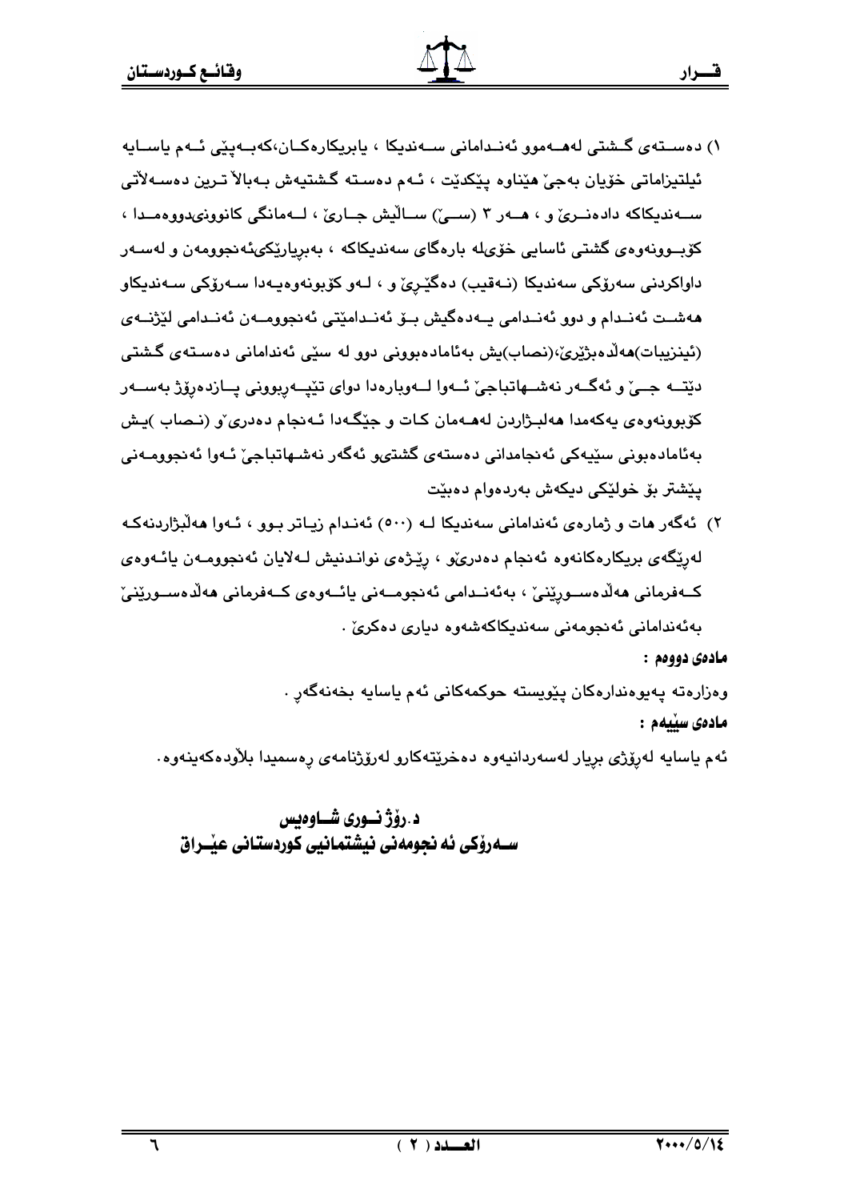١) دەستەی گشتی لەهەموو ئەندامانی سەندیکا ، یابریکارەکان،کەبەپێی ئەم یاسایە ئیلتیزاماتی خۆیان بەجێ هێناوە پێکدێت ، ئەم دەستە گشتیەش بەبالاَ ترین دەسەلاَتی سەندیکاکە دادەنرێ و ، هەر ٣ (سێ) ساڵیش جارێ ، لەمانگی کانوونیدووەمدا ، کۆبوونەوەی گشتی ئاسایی خۆیلە بارەگای سەندیکاکە ، بەبڕیارێکیئەنجوومەن و لەسەر داواکردنی سەرۆکی سەندیکا (نەقیب) دەگێرێ و ، لەو کۆبونەوەیەدا سەرۆکی سەندیکاو هەشت ئەندام و دوو ئەندامی یەدەگیش بۆ ئەندامێتی ئەنجوومەن ئەندامی لێژنەی (ئینزیبات)هەڵدەبژێرێ،(نصاب)یش بەئامادەبوونی دوو لە سێی ئەندامانی دەستەی گشتی دێتە جێ و ئەگەر نەشهاتباجێ ئەوا لەوبارەدا دوای تێپەڕبوونی پازدەڕۆژ بەسەر کۆبوونەوەی یەکەمدا هەلبژاردن لەهەمان کات و جێگەدا ئەنجام دەدریٚ و (نصاب )یش بەئامادەبونی سێیەکی ئەنجامدانی دەستەی گشتیو ئەگەر نەشهاتباجێ ئەوا ئەنجوومەنی پێشتر بۆ خولێکی دیکەش بەردەوام دەبێت

٢) ئەگەر هات و ژمارەی ئەندامانی سەندیکا لە (٥٠٠) ئەندام زیاتر بوو ، ئەوا هەڵبژاردنەکە لەڕێگەی بریکارەکانەوە ئەنجام دەدرێو ، ڕێژەی نواندنیش لەلایان ئەنجوومەن یائەوەی کەفرمانی هەڵدەسوڕێنێ ، بەئەندامی ئەنجومەنی یائەوەی کەفرمانی هەڵدەسوڕێنێ بەئەندامانی ئەنجومەنی سەندیکاکەشەوە دیاری دەکرێ .

**مادەی دووەم :**

وەزارەتە پەیوەندارەکان پێویستە حوکمەکانی ئەم یاسایە بخەنەگەڕ .

**مادەی سێیەم :**

ئەم یاسایە لەڕۆژی بڕیار لەسەردانیەوە دەخرێتەکارو لەڕۆژنامەی ڕەسمیدا بلاّودەکەینەوە.

**د.ڕۆژ نوری شاوەیس**
**سەرۆکی ئەنجومەنی نیشتمانیی کوردستانی عێراق**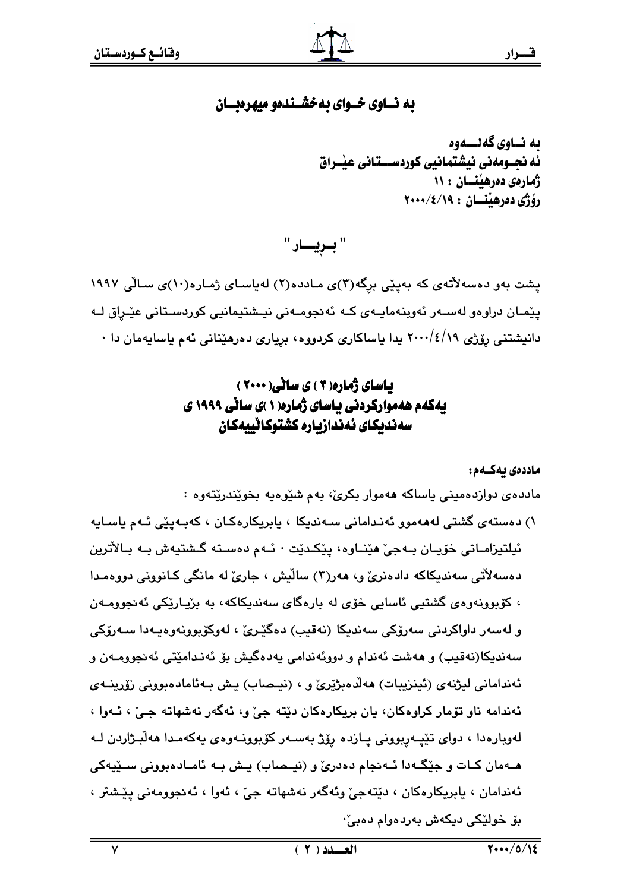# به نـاوی خـوای بەخشـندەو میهرەبـان

**به نـاوی گەلـــەوە**
**ئه نجـومەنی نیشتمانیی کوردســـتانی عێـراق**
**ژمارەی دەرهێنــان : ١١**
**رۆژی دەرهێنــان : ٢٠٠٠/٤/١٩**

## " بـڕیــار "

پشت بەو دەسەلآتەی کە بەپێی بڕگە(٣)ی مـاددە(٢) لەیاسـای ژمـارە(١٠)ی سـاڵی ١٩٩٧ پێمـان دراوەو لەســەر ئەوبنەمایـەی کـە ئەنجومـەنی نیـشتیمانیی کوردسـتانی عێـراق لـە دانیشتنی ڕۆژی ٢٠٠٠/٤/١٩ یدا یاساکاری کردووە، بڕیاری دەرهێنانی ئەم یاسایەمان دا ٠

## یاسای ژمارە( ٣ ) ی ساڵی( ٢٠٠٠ )
## یەکەم هەموارکردنی یاسای ژمارە( ١ )ی ساڵی ١٩٩٩ ی سەندیکای ئەندازیارە کشتوکاڵییەکان

**ماددەی یەکــەم:**

ماددەی دوازدەمینی یاساکە هەموار بکرێ، بەم شێوەیە بخوێندرێتەوە :

١) دەستەی گشتی لەهەموو ئەنـدامانی سـەندیکا ، یابریکارەکـان ، کەبـەپێی ئـەم یاسـایە ئیلتیزامـاتی خۆیـان بـەجێ هێنـاوە، پێکـدێت ٠ ئـەم دەسـتە گـشتیەش بـە بـالآترین دەسەلآتی سەندیکاکە دادەنرێ و، هەر(٣) ساڵیش ، جارێ لە مانگی کـانوونی دووەمـدا ، کۆبوونەوەی گشتیی ئاسایی خۆی لە بارەگای سەندیکاکە، بە بڕیـارێکی ئەنجوومـەن و لەسەر داواکردنی سەرۆکی سەندیکا (نەقیب) دەگێـڕێ ، لەوکۆبوونەوەیـەدا سـەرۆکی سەندیکا(نەقیب) و هەشت ئەندام و دووئەندامی یەدەگیش بۆ ئەنـدامێتی ئەنجوومـەن و ئەندامانی لیژنەی (ئینزیبات) هەڵدەبژێرێ و ، (نیـصاب) یـش بـەئامادەبوونی زۆرینـەی ئەندامە ناو تۆمار کراوەکان، یان بریکارەکان دێتە جێ و، ئەگەر نەشهاتە جـێ ، ئـەوا ، لەوبارەدا ، دوای تێپـەڕبوونی پـازدە ڕۆژ بەسـەر کۆبوونـەوەی یەکەمدا هەڵبـژاردن لـە هـەمان کـات و جێگـەدا ئـەنجام دەدرێ و (نیـصاب) یـش بـە ئامـادەبوونی سـێیەکی ئەندامان ، یابریکارەکان ، دێتەجێ وئەگەر نەشهاتە جێ ، ئەوا ، ئەنجوومەنی پێـشتر ، بۆ خولێکی دیکەش بەردەوام دەبێ٠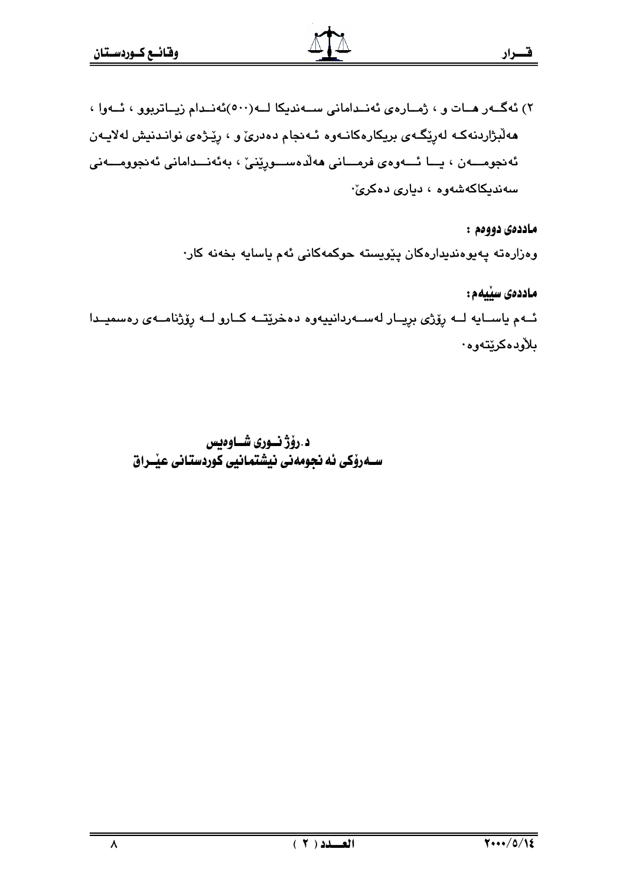٢) ئەگەر هات و ، ژمارەی ئەندامانی سەندیکا لە(٥٠٠)ئەندام زیاتربوو ، ئەوا ، هەڵبژاردنەکە لەڕێگەی بریکارەکانەوە ئەنجام دەدرێ و ، ڕێژەی نواندنیش لەلایەن ئەنجومەن ، یا ئەوەی فرمانی هەڵدەسوڕێنێ ، بەئەندامانی ئەنجومەنی سەندیکاکەشەوە ، دیاری دەکرێ.

**ماددەی دووەم :**

وەزارەتە پەیوەندیدارەکان پێویستە حوکمەکانی ئەم یاسایە بخەنە کار.

**ماددەی سێیەم:**

ئەم یاسایە لە ڕۆژی بڕیار لەسەردانییەوە دەخرێتە کارو لە ڕۆژنامەی ڕەسمیدا بلاودەکرێتەوە.

**د.ڕۆژ نوری شاوەیس**
**سەرۆکی ئەنجومەنی نیشتمانیی کوردستانی عێراق**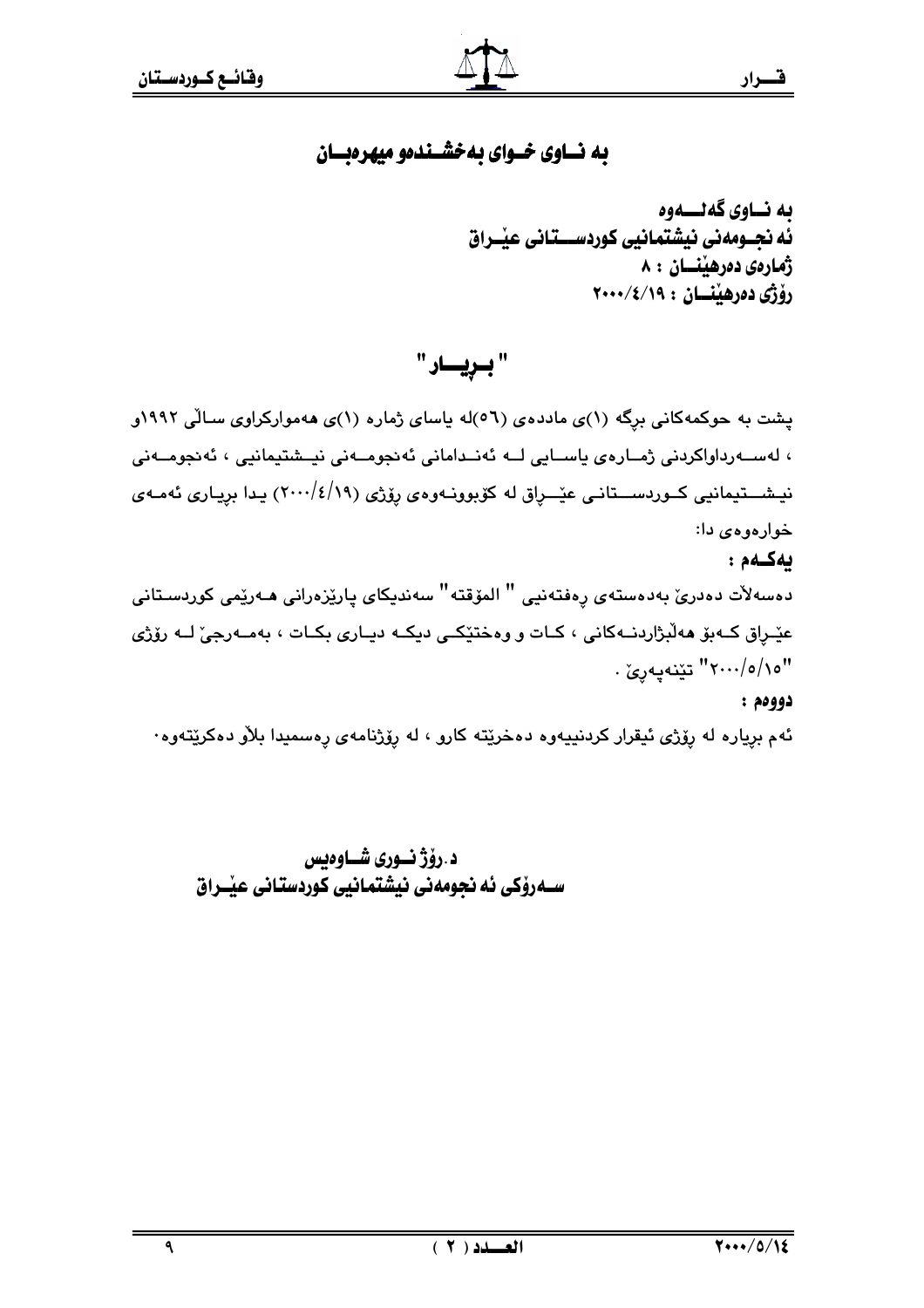# به نــاوى خــواى بهخشــندهو ميهرهبــان

**به نــاوى گهلـــهوه**
**ئه نجــومهنى نيشتمانيى كوردســـتانى عيّــراق**
**ژمارهى دهرهيّنــان : ٨**
**رۆژى دهرهيّنــان : ٢٠٠٠/٤/١٩**

## " بــريــار "

پشت به حوكمهكانى برگه (١)ى ماددهى (٥٦)له ياساى ژماره (١)ى ههمواركراوى سالّى ١٩٩٢و ، لهســهرداواكردنى ژمــارهى ياســايى لــه ئهنــدامانى ئهنجومــهنى نيــشتيمانيى ، ئهنجومــهنى نيشــتيمانيى كــوردســـتانى عيّـــراق له كۆبوونــهوهى رۆژى (٢٠٠٠/٤/١٩) يـدا بريـارى ئهمــهى خوارهوهى دا:

**يهكــهم :**

دهسهلاّت دهدرىّ بهدهستهى رهفتهنيى " المؤقته" سهنديكاى پاريّزهرانى هــهريّمى كوردستانى عيّـراق كــهبۆ ههلّبژاردنــهكانى ، كـات و وهختيّكــى ديكــه ديـارى بكـات ، بهمــهرجىّ لــه رۆژى "٢٠٠٠/٥/١٥" تيّنهپهرِىّ .

**دووهم :**

ئهم بڕياره له رۆژى ئيقرار كردنييهوه دهخريّته كارو ، له رۆژنامهى رهسميدا بلاّو دهكريّتهوه.

**د.رۆژ نــورى شــاوهيس**
**ســهرۆكى ئه نجومهنى نيشتمانيى كوردستانى عيّــراق**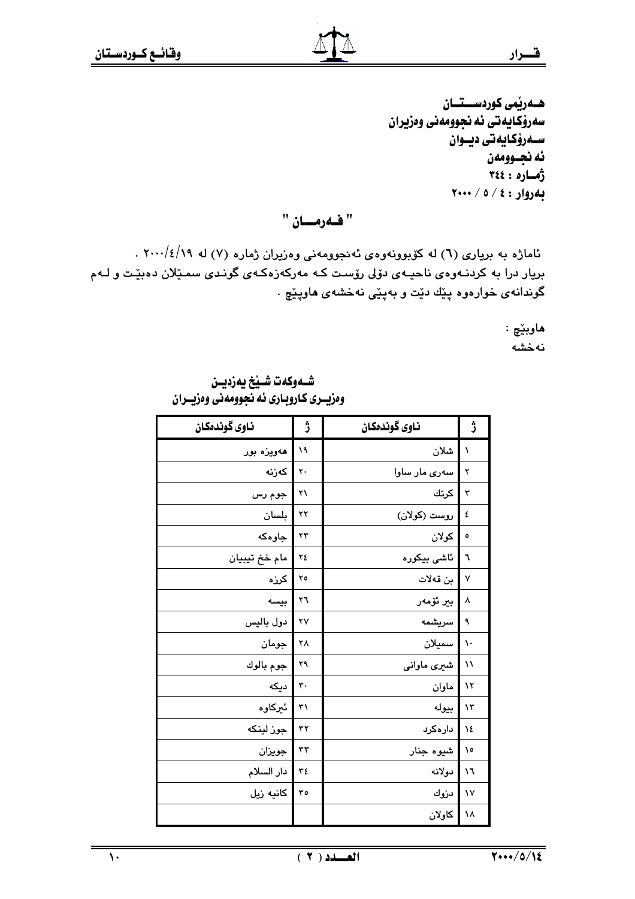هــەرێمی کوردســــتـــان
سەرۆکایەتی ئەنجوومەنی وەزیران
ســەرۆکایەتی دیــوان
ئەنجــوومەن
ژمــارە : ٣٤٤
بەروار : ٤ / ٥ / ٢٠٠٠

## " فــەرمـــان "

ئاماژە بە بڕیاری (٦) لە کۆبوونەوەی ئەنجوومەنی وەزیران ژمارە (٧) لە ٢٠٠٠/٤/١٩ .
بڕیار درا بە کردنـەوەی ناحیـەی دۆڵی ڕۆست کـە مەرکەزەکـەی گونـدی سمـێلان دەبێـت و لـەم گوندانەی خوارەوە پێك دێت و بەپێی نەخشەی هاوپێچ .

هاوپێچ :
نەخشە

**شـەوکەت شـێخ یەزدیـن**
**وەزیــری کاروباری ئەنجوومەنی وەزیــران**

| ژ | ناوی گوندەکان | ژ | ناوی گوندەکان |
|---|---|---|---|
| ١ | شلان | ١٩ | هەویزە بور |
| ٢ | سەری مار ساوا | ٢٠ | کەزنە |
| ٣ | کرتك | ٢١ | جوم رس |
| ٤ | روست (کولان) | ٢٢ | بلسان |
| ٥ | کولان | ٢٣ | جاوەکە |
| ٦ | ئاشی بیکورە | ٢٤ | مام خخ تیبیان |
| ٧ | بن قەلات | ٢٥ | کرزە |
| ٨ | بیر ئۆمەر | ٢٦ | بیسە |
| ٩ | سریشمە | ٢٧ | دول بالیس |
| ١٠ | سمیلان | ٢٨ | جومان |
| ١١ | شیری ماوانی | ٢٩ | جوم بالوك |
| ١٢ | ماوان | ٣٠ | دیکە |
| ١٣ | بیولە | ٣١ | ئیرکاوە |
| ١٤ | دارەکرد | ٣٢ | جوز لینکە |
| ١٥ | شیوە جنار | ٣٣ | جویزان |
| ١٦ | دولانە | ٣٤ | دار السلام |
| ١٧ | دزوك | ٣٥ | کانیە زیل |
| ١٨ | کاولان | | |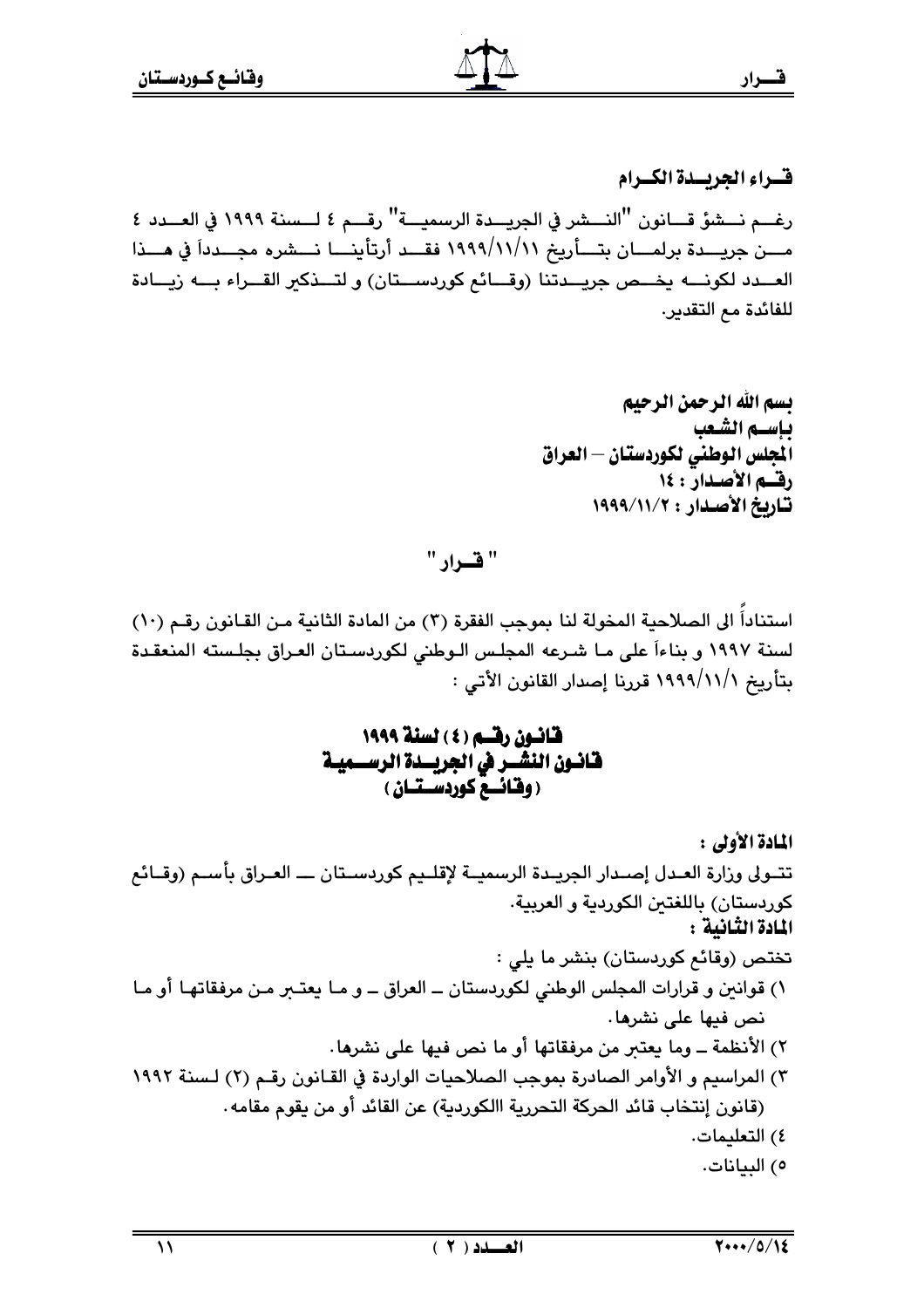**قــراء الجريــدة الكــرام**

رغــم نــشؤ قــانون "النــشر في الجريــدة الرسميــة" رقــم ٤ لــسنة ١٩٩٩ في العــدد ٤ مــن جريــدة برلمــان بتــأريخ ١٩٩٩/١١/١١ فقــد أرتأينــا نــشره مجــدداً في هــذا العــدد لكونــه يخــص جريــدتنا (وقــائع كوردســتان) و لتــذكير القــراء بــه زيــادة للفائدة مع التقدير.

**بسم الله الرحمن الرحيم**
**باســم الشــعب**
**المجلس الوطني لكوردستان – العراق**
**رقــم الأصــدار : ١٤**
**تــاريخ الأصــدار : ١٩٩٩/١١/٢**

**" قــرار "**

استناداً الى الصلاحية المخولة لنا بموجب الفقرة (٣) من المادة الثانية مـن القـانون رقـم (١٠) لسنة ١٩٩٧ و بناءاً على مـا شـرعه المجلـس الـوطني لكوردسـتان العـراق بجلـسته المنعقـدة بتأريخ ١٩٩٩/١١/١ قررنا إصدار القانون الأتي :

## قـانـون رقــم (٤) لسنة ١٩٩٩
## قـانـون النشــر في الجريــدة الرســمية
## (وقـائــع كوردســتـان)

**المادة الأولى :**

تتـولى وزارة العـدل إصـدار الجريـدة الرسميـة لإقلـيم كوردسـتان ـــ العـراق بأسـم (وقـائع كوردستان) باللغتين الكوردية و العربية.

**المادة الثانية :**

تختص (وقائع كوردستان) بنشر ما يلي :

١) قوانين و قرارات المجلس الوطني لكوردستان ـ العراق ـ و مـا يعتـبر مـن مرفقاتهـا أو مـا نص فيها على نشرها.
٢) الأنظمة ـ وما يعتبر من مرفقاتها أو ما نص فيها على نشرها.
٣) المراسيم و الأوامر الصادرة بموجب الصلاحيات الواردة في القـانون رقـم (٢) لـسنة ١٩٩٢ (قانون إنتخاب قائد الحركة التحررية االكوردية) عن القائد أو من يقوم مقامه.
٤) التعليمات.
٥) البيانات.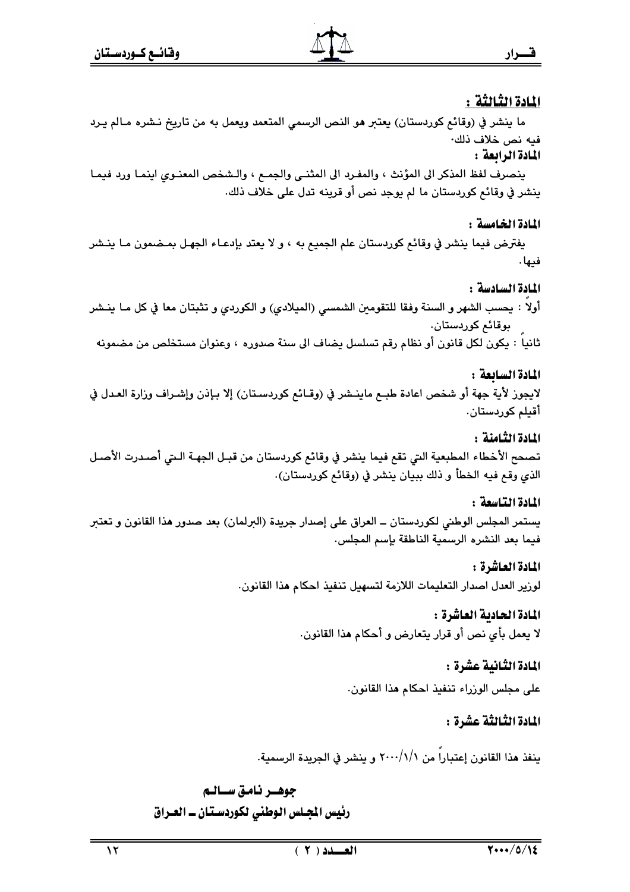## المادة الثالثة :

ما ينشر في (وقائع كوردستان) يعتبر هو النص الرسمي المتعمد ويعمل به من تاريخ نشره مالم يرد فيه نص خلاف ذلك.

## المادة الرابعة :

ينصرف لفظ المذكر الى المؤنث ، والمفرد الى المثنى والجمع ، والشخص المعنوي اينما ورد فيما ينشر في وقائع كوردستان ما لم يوجد نص أو قرينه تدل على خلاف ذلك.

## المادة الخامسة :

يفترض فيما ينشر في وقائع كوردستان علم الجميع به ، و لا يعتد بإدعاء الجهل بمضمون ما ينشر فيها.

## المادة السادسة :

أولاً : يحسب الشهر و السنة وفقا للتقومين الشمسي (الميلادي) و الكوردي و تثبتان معا في كل ما ينشر بوقائع كوردستان.

ثانياً : يكون لكل قانون أو نظام رقم تسلسل يضاف الى سنة صدوره ، وعنوان مستخلص من مضمونه

## المادة السابعة :

لايجوز لأية جهة أو شخص اعادة طبع ماينشر في (وقائع كوردستان) إلا بإذن وإشراف وزارة العدل في أقيلم كوردستان.

## المادة الثامنة :

تصحح الأخطاء المطبعية التي تقع فيما ينشر في وقائع كوردستان من قبل الجهة التي أصدرت الأصل الذي وقع فيه الخطأ و ذلك ببيان ينشر في (وقائع كوردستان).

## المادة التاسعة :

يستمر المجلس الوطني لكوردستان ـ العراق على إصدار جريدة (البرلمان) بعد صدور هذا القانون و تعتبر فيما بعد النشره الرسمية الناطقة بإسم المجلس.

## المادة العاشرة :

لوزير العدل اصدار التعليمات اللازمة لتسهيل تنفيذ احكام هذا القانون.

## المادة الحادية العاشرة :

لا يعمل بأي نص أو قرار يتعارض و أحكام هذا القانون.

## المادة الثانية عشرة :

على مجلس الوزراء تنفيذ احكام هذا القانون.

## المادة الثالثة عشرة :

ينفذ هذا القانون إعتباراً من ٢٠٠٠/١/١ و ينشر في الجريدة الرسمية.

**جوهر نامق سالم**

**رئيس المجلس الوطني لكوردستان ـ العراق**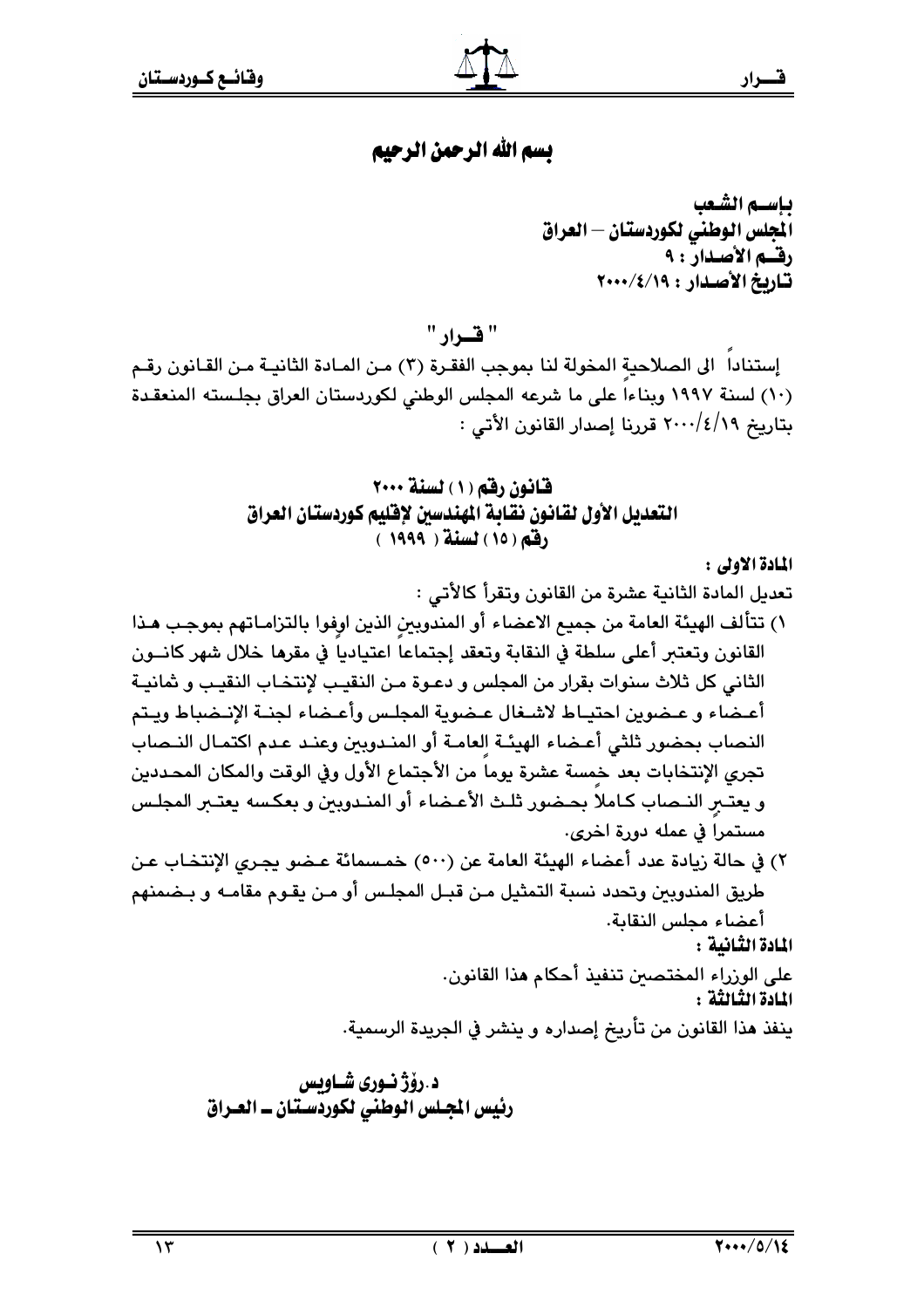# بسم الله الرحمن الرحيم

**بإسـم الشـعب**
**المجلس الوطني لكوردستان – العراق**
**رقـم الأصـدار : ٩**
**تـاريخ الأصـدار : ٢٠٠٠/٤/١٩**

## " قــرار "

إستناداً الى الصلاحية المخولة لنا بموجب الفقرة (٣) من المادة الثانية من القانون رقم (١٠) لسنة ١٩٩٧ وبناءاً على ما شرعه المجلس الوطني لكوردستان العراق بجلسته المنعقدة بتاريخ ٢٠٠٠/٤/١٩ قررنا إصدار القانون الأتي :

## قانون رقم (١) لسنة ٢٠٠٠
## التعديل الأول لقانون نقابة المهندسين لإقليم كوردستان العراق
## رقم (١٥) لسنة (١٩٩٩)

**المادة الاولى :**

تعديل المادة الثانية عشرة من القانون وتقرأ كالأتي :

١) تتألف الهيئة العامة من جميع الاعضاء أو المندوبين الذين اوفوا بالتزاماتهم بموجب هذا القانون وتعتبر أعلى سلطة في النقابة وتعقد إجتماعاً اعتيادياً في مقرها خلال شهر كانون الثاني كل ثلاث سنوات بقرار من المجلس و دعوة من النقيب لإنتخاب النقيب و ثمانية أعضاء و عضوين احتياط لاشغال عضوية المجلس وأعضاء لجنة الإنضباط ويتم النصاب بحضور ثلثي أعضاء الهيئة العامة أو المندوبين وعند عدم اكتمال النصاب تجري الإنتخابات بعد خمسة عشرة يوماً من الأجتماع الأول وفي الوقت والمكان المحددين و يعتبر النصاب كاملاً بحضور ثلث الأعضاء أو المندوبين و بعكسه يعتبر المجلس مستمراً في عمله دورة اخرى.

٢) في حالة زيادة عدد أعضاء الهيئة العامة عن (٥٠٠) خمسمائة عضو يجري الإنتخاب عن طريق المندوبين وتحدد نسبة التمثيل من قبل المجلس أو من يقوم مقامه و بضمنهم أعضاء مجلس النقابة.

**المادة الثانية :**

على الوزراء المختصين تنفيذ أحكام هذا القانون.

**المادة الثالثة :**

ينفذ هذا القانون من تأريخ إصداره و ينشر في الجريدة الرسمية.

**د.رۆژ نوری شاویس**
**رئيس المجلس الوطني لكوردستان ــ العراق**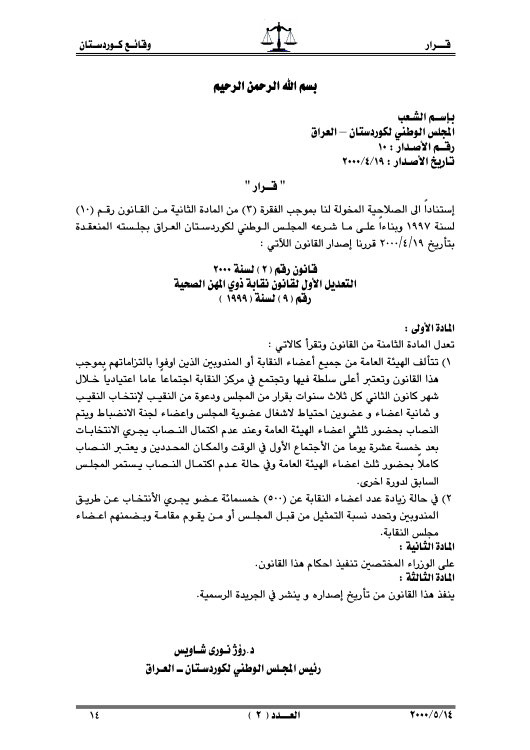# بسم الله الرحمن الرحيم

**باسـم الشـعب**
**المجلس الوطني لكوردستان – العراق**
**رقـم الأصـدار : ١٠**
**تـاريخ الأصـدار : ٢٠٠٠/٤/١٩**

## " قــرار "

إستناداً الى الصلاحية المخولة لنا بموجب الفقرة (٣) من المادة الثانية مـن القـانون رقـم (١٠) لسنة ١٩٩٧ وبناءاً علـى مـا شـرعه المجلـس الـوطني لكوردسـتان العـراق بجلـسته المنعقـدة بتأريخ ٢٠٠٠/٤/١٩ قررنا إصدار القانون اللآتي :

### قـانون رقم ( ٢ ) لسنة ٢٠٠٠
### التعديل الأول لقانون نقابة ذوي المهن الصحية
### رقم ( ٩ ) لسنة ( ١٩٩٩ )

**المادة الأولى :**

تعدل المادة الثامنة من القانون وتقرأ كالاتي :

١) تتألف الهيئة العامة من جميع أعضاء النقابة أو المندوبين الذين اوفوا بالتزاماتهم بموجب هذا القانون وتعتبر أعلى سلطة فيها وتجتمع في مركز النقابة اجتماعاً عاما اعتيادياً خـلال شهر كانون الثاني كل ثلاث سنوات بقرار من المجلس ودعوة من النقيـب لإنتخـاب النقيـب و ثمانية اعضاء و عضوين احتياط لاشغال عضوية المجلس واعضاء لجنة الانضباط ويتم النصاب بحضور ثلثي اعضاء الهيئة العامة وعند عدم اكتمال النـصاب يجـري الانتخابـات بعد خمسة عشرة يوماً من الأجتماع الأول في الوقت والمكـان المحـددين و يعتـبر النـصاب كاملاً بحضور ثلث اعضاء الهيئة العامة وفي حالة عـدم اكتمـال النـصاب يـستمر المجلـس السابق لدورة اخرى.

٢) في حالة زيادة عدد اعضاء النقابة عن (٥٠٠) خمسمائة عـضو يجـري الأنتخـاب عـن طريـق المندوبين وتحدد نسبة التمثيل من قبـل المجلـس أو مـن يقـوم مقامـة وبـضمنهم اعـضاء مجلس النقابة.

**المادة الثانية :**

على الوزراء المختصين تنفيذ احكام هذا القانون.

**المادة الثالثة :**

ينفذ هذا القانون من تأريخ إصداره و ينشر في الجريدة الرسمية.

**د.رؤژ نـوری شـاويس**
**رئيس المجلس الوطني لكوردستان ـ العراق**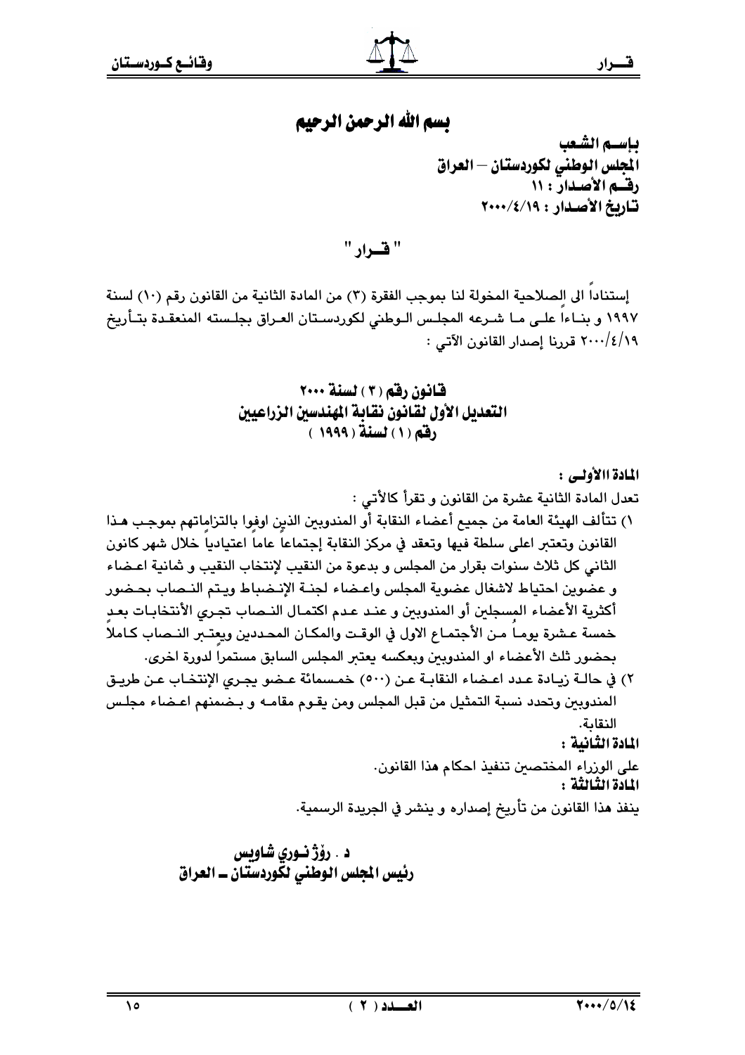# بسم الله الرحمن الرحيم

**باسم الشعب**
**المجلس الوطني لكوردستان – العراق**
**رقم الأصدار : ١١**
**تاريخ الأصدار : ٢٠٠٠/٤/١٩**

## " قـرار "

إستناداً الى الصلاحية المخولة لنا بموجب الفقرة (٣) من المادة الثانية من القانون رقم (١٠) لسنة ١٩٩٧ و بناءاً على ما شرعه المجلس الوطني لكوردستان العراق بجلسته المنعقدة بتأريخ ٢٠٠٠/٤/١٩ قررنا إصدار القانون الآتي :

## قانون رقم ( ٣ ) لسنة ٢٠٠٠
## التعديل الأول لقانون نقابة المهندسين الزراعيين
## رقم ( ١ ) لسنة ( ١٩٩٩ )

**المادة الأولى :**

تعدل المادة الثانية عشرة من القانون و تقرأ كالأتي :

١) تتألف الهيئة العامة من جميع أعضاء النقابة أو المندوبين الذين اوفوا بالتزاماتهم بموجب هذا القانون وتعتبر اعلى سلطة فيها وتعقد في مركز النقابة إجتماعاً عاماً اعتيادياً خلال شهر كانون الثاني كل ثلاث سنوات بقرار من المجلس و بدعوة من النقيب لإنتخاب النقيب و ثمانية اعضاء و عضوين احتياط لاشغال عضوية المجلس واعضاء لجنة الإنضباط ويتم النصاب بحضور أكثرية الأعضاء المسجلين أو المندوبين و عند عدم اكتمال النصاب تجري الأنتخابات بعد خمسة عشرة يوماً من الأجتماع الاول في الوقت والمكان المحددين ويعتبر النصاب كاملاً بحضور ثلث الأعضاء او المندوبين وبعكسه يعتبر المجلس السابق مستمراً لدورة اخرى.

٢) في حالة زيادة عدد اعضاء النقابة عن (٥٠٠) خمسمائة عضو يجري الإنتخاب عن طريق المندوبين وتحدد نسبة التمثيل من قبل المجلس ومن يقوم مقامه و بضمنهم اعضاء مجلس النقابة.

**المادة الثانية :**

على الوزراء المختصين تنفيذ احكام هذا القانون.

**المادة الثالثة :**

ينفذ هذا القانون من تأريخ إصداره و ينشر في الجريدة الرسمية.

**د . رۆژ نوري شاويس**
**رئيس المجلس الوطني لكوردستان ــ العراق**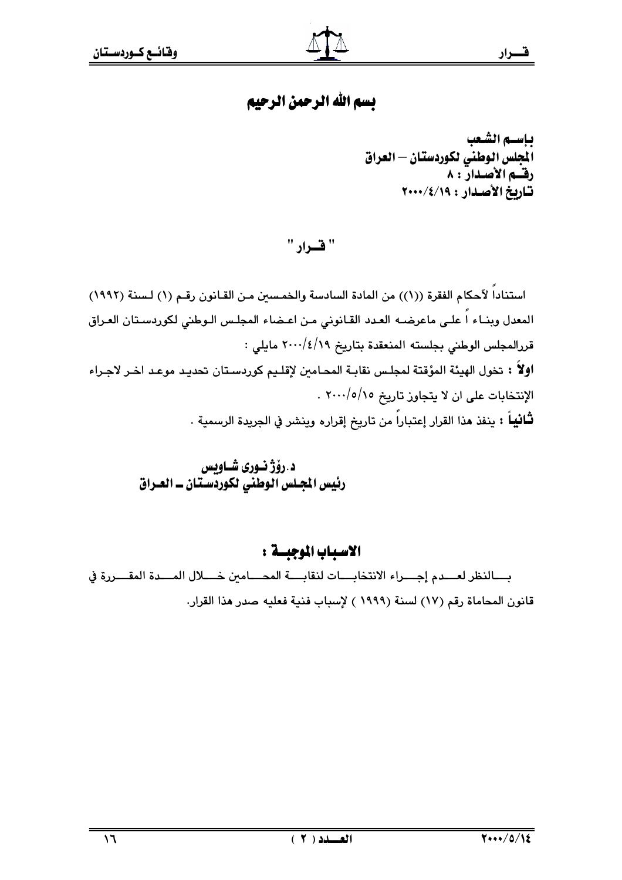# بسم الله الرحمن الرحيم

**باسم الشعب**
**المجلس الوطني لكوردستان – العراق**
**رقم الأصدار : ٨**
**تاريخ الأصدار : ٢٠٠٠/٤/١٩**

## " قــرار "

استناداً لأحكام الفقرة ((١)) من المادة السادسة والخمسين من القانون رقم (١) لسنة (١٩٩٢) المعدل وبناءً على ماعرضه العدد القانوني من اعضاء المجلس الوطني لكوردستان العراق قررالمجلس الوطني بجلسته المنعقدة بتاريخ ٢٠٠٠/٤/١٩ مايلي :

**اولاً :** تخول الهيئة المؤقتة لمجلس نقابة المحامين لإقليم كوردستان تحديد موعد اخر لاجراء الإنتخابات على ان لا يتجاوز تاريخ ٢٠٠٠/٥/١٥ .

**ثانياً :** ينفذ هذا القرار إعتباراً من تاريخ إقراره وينشر في الجريدة الرسمية .

**د.رۆژ نوری شاویس**
**رئيس المجلس الوطني لكوردستان ـ العراق**

## الاسباب الموجبة :

بالنظر لعدم إجراء الانتخابات لنقابة المحامين خلال المدة المقررة في قانون المحاماة رقم (١٧) لسنة (١٩٩٩) لإسباب فنية فعليه صدر هذا القرار.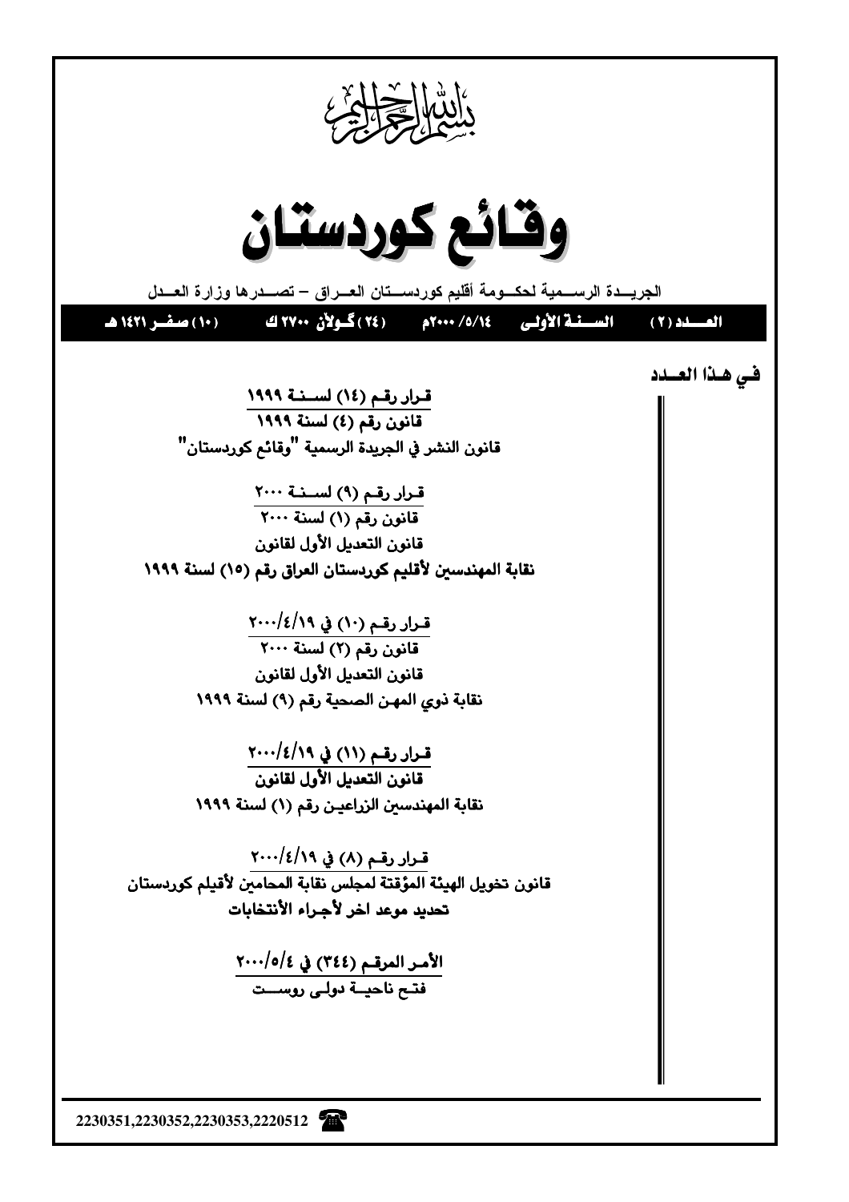بسم الله الرحمن الرحيم

# وقائع كوردستان

الجريـــدة الرســـمية لحكـــومة أقليم كوردســـتان العـــراق – تصـــدرها وزارة العـــدل

**العـــدد (٢) | الســـنـة الأولـى | ٢٠٠٠/٥/١٤م | (٢٤) گـولان ٢٧٠٠ ك | (١٠) صفـــر ١٤٢١ هـ**

## في هـذا العـــدد

**قـرار رقـم (١٤) لسـنـة ١٩٩٩**
**قانون رقم (٤) لسنة ١٩٩٩**
**قانون النشر في الجريدة الرسمية "وقائع كوردستان"**

**قـرار رقـم (٩) لسـنـة ٢٠٠٠**
**قانون رقم (١) لسنة ٢٠٠٠**
**قانون التعديل الأول لقانون**
**نقابة المهندسين لأقليم كوردستان العراق رقم (١٥) لسنة ١٩٩٩**

**قـرار رقـم (١٠) في ٢٠٠٠/٤/١٩**
**قانون رقم (٢) لسنة ٢٠٠٠**
**قانون التعديل الأول لقانون**
**نقابة ذوي المهـن الصحية رقم (٩) لسنة ١٩٩٩**

**قـرار رقـم (١١) في ٢٠٠٠/٤/١٩**
**قانون التعديل الأول لقانون**
**نقابة المهندسين الزراعيـن رقم (١) لسنة ١٩٩٩**

**قـرار رقـم (٨) في ٢٠٠٠/٤/١٩**
**قانون تخويل الهيئة المؤقتة لمجلس نقابة المحامين لأقيلم كوردستان**
**تحديد موعد اخر لأجـراء الأنتخابات**

**الأمـر المرقـم (٣٤٤) في ٢٠٠٠/٥/٤**
**فتـح ناحيـــة دولـى روســـت**

2230351,2230352,2230353,2220512